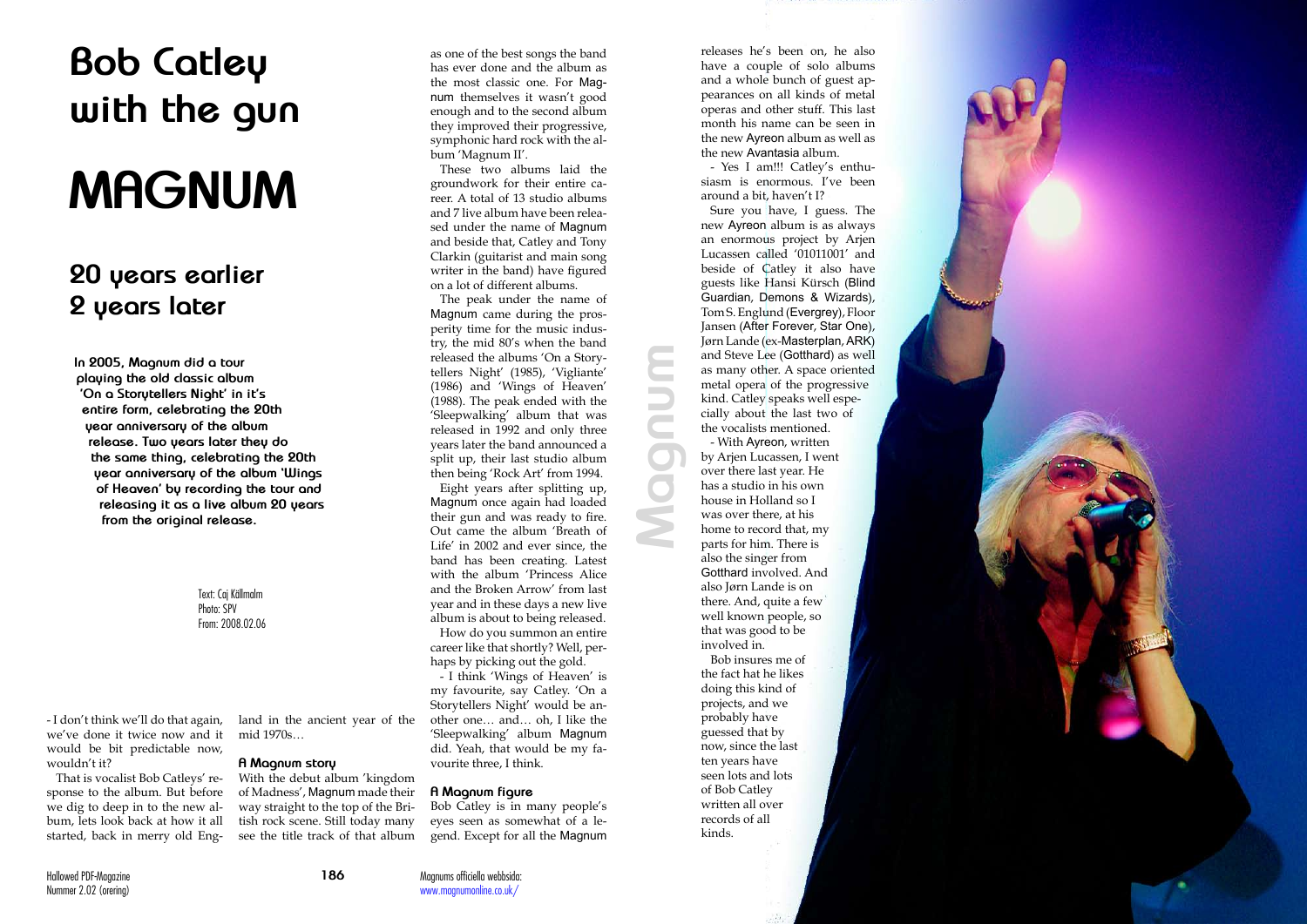# Bob Catley with the gun

# MAGNUM

## 20 years earlier 2 years later

**In 2005, Magnum did a tour playing the old classic album 'On a Storytellers Night' in it's entire form, celebrating the 20th year anniversary of the album release. Two years later they do the same thing, celebrating the 20th year anniversary of the album 'Wings of Heaven' by recording the tour and releasing it as a live album 20 years from the original release.**

Text: Caj Källmalm
Photo: SPV
From: 2008.02.06

- I don't think we'll do that again, we've done it twice now and it would be bit predictable now, wouldn't it?

That is vocalist Bob Catleys' response to the album. But before we dig to deep in to the new album, lets look back at how it all started, back in merry old England in the ancient year of the mid 1970s…

### A Magnum story

With the debut album 'kingdom of Madness', Magnum made their way straight to the top of the British rock scene. Still today many see the title track of that album as one of the best songs the band has ever done and the album as the most classic one. For Magnum themselves it wasn't good enough and to the second album they improved their progressive, symphonic hard rock with the album 'Magnum II'.

These two albums laid the groundwork for their entire career. A total of 13 studio albums and 7 live album have been released under the name of Magnum and beside that, Catley and Tony Clarkin (guitarist and main song writer in the band) have figured on a lot of different albums.

The peak under the name of Magnum came during the prosperity time for the music industry, the mid 80's when the band released the albums 'On a Storytellers Night' (1985), 'Vigliante' (1986) and 'Wings of Heaven' (1988). The peak ended with the 'Sleepwalking' album that was released in 1992 and only three years later the band announced a split up, their last studio album then being 'Rock Art' from 1994.

Eight years after splitting up, Magnum once again had loaded their gun and was ready to fire. Out came the album 'Breath of Life' in 2002 and ever since, the band has been creating. Latest with the album 'Princess Alice and the Broken Arrow' from last year and in these days a new live album is about to being released.

How do you summon an entire career like that shortly? Well, perhaps by picking out the gold.

- I think 'Wings of Heaven' is my favourite, say Catley. 'On a Storytellers Night' would be another one… and… oh, I like the 'Sleepwalking' album Magnum did. Yeah, that would be my favourite three, I think.

### A Magnum figure

Bob Catley is in many people's eyes seen as somewhat of a legend. Except for all the Magnum releases he's been on, he also have a couple of solo albums and a whole bunch of guest appearances on all kinds of metal operas and other stuff. This last month his name can be seen in the new Ayreon album as well as the new Avantasia album.

- Yes I am!!! Catley's enthusiasm is enormous. I've been around a bit, haven't I?

Sure you have, I guess. The new Ayreon album is as always an enormous project by Arjen Lucassen called '01011001' and beside of Catley it also have guests like Hansi Kürsch (Blind Guardian, Demons & Wizards), Tom S. Englund (Evergrey), Floor Jansen (After Forever, Star One), Jørn Lande (ex-Masterplan, ARK) and Steve Lee (Gotthard) as well as many other. A space oriented metal opera of the progressive kind. Catley speaks well especially about the last two of the vocalists mentioned.

- With Ayreon, written by Arjen Lucassen, I went over there last year. He has a studio in his own house in Holland so I was over there, at his home to record that, my parts for him. There is also the singer from Gotthard involved. And also Jørn Lande is on there. And, quite a few well known people, so that was good to be involved in.

Bob insures me of the fact hat he likes doing this kind of projects, and we probably have guessed that by now, since the last ten years have seen lots and lots of Bob Catley written all over records of all kinds.

Magnums officiella webbsida:
www.magnumonline.co.uk/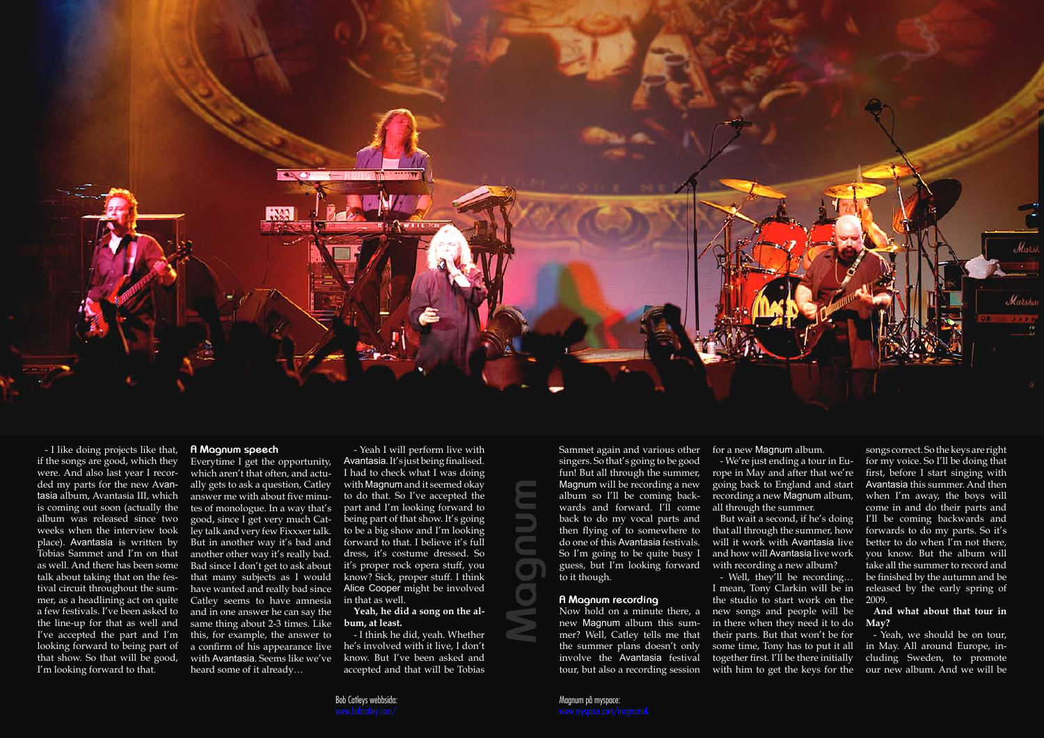- I like doing projects like that, if the songs are good, which they were. And also last year I recorded my parts for the new Avantasia album, Avantasia III, which is coming out soon (actually the album was released since two weeks when the interview took place). Avantasia is written by Tobias Sammet and I'm on that as well. And there has been some talk about taking that on the festival circuit throughout the summer, as a headlining act on quite a few festivals. I've been asked to the line-up for that as well and I've accepted the part and I'm looking forward to being part of that show. So that will be good, I'm looking forward to that.

## A Magnum speech

Everytime I get the opportunity, which aren't that often, and actually gets to ask a question, Catley answer me with about five minutes of monologue. In a way that's good, since I get very much Catley talk and very few Fixxxer talk. But in another way it's bad and another other way it's really bad. Bad since I don't get to ask about that many subjects as I would have wanted and really bad since Catley seems to have amnesia and in one answer he can say the same thing about 2-3 times. Like this, for example, the answer to a confirm of his appearance live with Avantasia. Seems like we've heard some of it already…

- Yeah I will perform live with Avantasia. It's just being finalised. I had to check what I was doing with Magnum and it seemed okay to do that. So I've accepted the part and I'm looking forward to being part of that show. It's going to be a big show and I'm looking forward to that. I believe it's full dress, it's costume dressed. So it's proper rock opera stuff, you know? Sick, proper stuff. I think Alice Cooper might be involved in that as well.

**Yeah, he did a song on the album, at least.**

- I think he did, yeah. Whether he's involved with it live, I don't know. But I've been asked and accepted and that will be Tobias Sammet again and various other singers. So that's going to be good fun! But all through the summer, Magnum will be recording a new album so I'll be coming backwards and forward. I'll come back to do my vocal parts and then flying of to somewhere to do one of this Avantasia festivals. So I'm going to be quite busy I guess, but I'm looking forward to it though.

## A Magnum recording

Now hold on a minute there, a new Magnum album this summer? Well, Catley tells me that the summer plans doesn't only involve the Avantasia festival tour, but also a recording session for a new Magnum album.

- We're just ending a tour in Europe in May and after that we're going back to England and start recording a new Magnum album, all through the summer.

But wait a second, if he's doing that all through the summer, how will it work with Avantasia live and how will Avantasia live work with recording a new album?

- Well, they'll be recording… I mean, Tony Clarkin will be in the studio to start work on the new songs and people will be in there when they need it to do their parts. But that won't be for some time, Tony has to put it all together first. I'll be there initially with him to get the keys for the songs correct. So the keys are right for my voice. So I'll be doing that first, before I start singing with Avantasia this summer. And then when I'm away, the boys will come in and do their parts and I'll be coming backwards and forwards to do my parts. So it's better to do when I'm not there, you know. But the album will take all the summer to record and be finished by the autumn and be released by the early spring of 2009.

**And what about that tour in May?**

- Yeah, we should be on tour, in May. All around Europe, including Sweden, to promote our new album. And we will be

Bob Catleys webbsida:
www.bobcatley.com/

Magnum på myspace:
www.myspace.com/magnumuk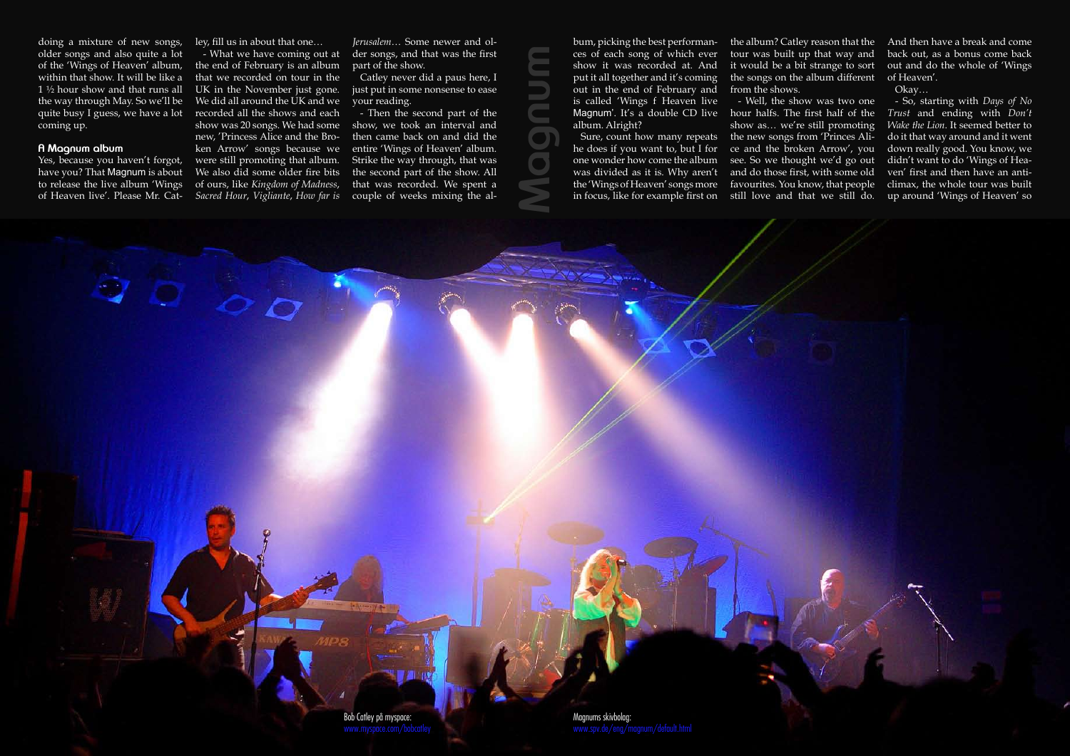doing a mixture of new songs, older songs and also quite a lot of the 'Wings of Heaven' album, within that show. It will be like a 1 ½ hour show and that runs all the way through May. So we'll be quite busy I guess, we have a lot coming up.

### A Magnum album

Yes, because you haven't forgot, have you? That Magnum is about to release the live album 'Wings of Heaven live'. Please Mr. Catley, fill us in about that one…

- What we have coming out at the end of February is an album that we recorded on tour in the UK in the November just gone. We did all around the UK and we recorded all the shows and each show was 20 songs. We had some new, 'Princess Alice and the Broken Arrow' songs because we were still promoting that album. We also did some older fire bits of ours, like *Kingdom of Madness*, *Sacred Hour*, *Vigliante*, *How far is Jerusalem*… Some newer and older songs, and that was the first part of the show.

Catley never did a paus here, I just put in some nonsense to ease your reading.

- Then the second part of the show, we took an interval and then came back on and did the entire 'Wings of Heaven' album. Strike the way through, that was the second part of the show. All that was recorded. We spent a couple of weeks mixing the album, picking the best performances of each song of which ever show it was recorded at. And put it all together and it's coming out in the end of February and is called 'Wings f Heaven live Magnum'. It's a double CD live album. Alright?

Sure, count how many repeats he does if you want to, but I for one wonder how come the album was divided as it is. Why aren't the 'Wings of Heaven' songs more in focus, like for example first on the album? Catley reason that the tour was built up that way and it would be a bit strange to sort the songs on the album different from the shows.

- Well, the show was two one hour halfs. The first half of the show as… we're still promoting the new songs from 'Princes Alice and the broken Arrow', you see. So we thought we'd go out and do those first, with some old favourites. You know, that people still love and that we still do. And then have a break and come back out, as a bonus come back out and do the whole of 'Wings of Heaven'.

Okay…

- So, starting with *Days of No Trust* and ending with *Don't Wake the Lion*. It seemed better to do it that way around and it went down really good. You know, we didn't want to do 'Wings of Heaven' first and then have an anticlimax, the whole tour was built up around 'Wings of Heaven' so

Bob Catley på myspace:
www.myspace.com/bobcatley

Magnums skivbolag:
www.spv.de/eng/magnum/default.html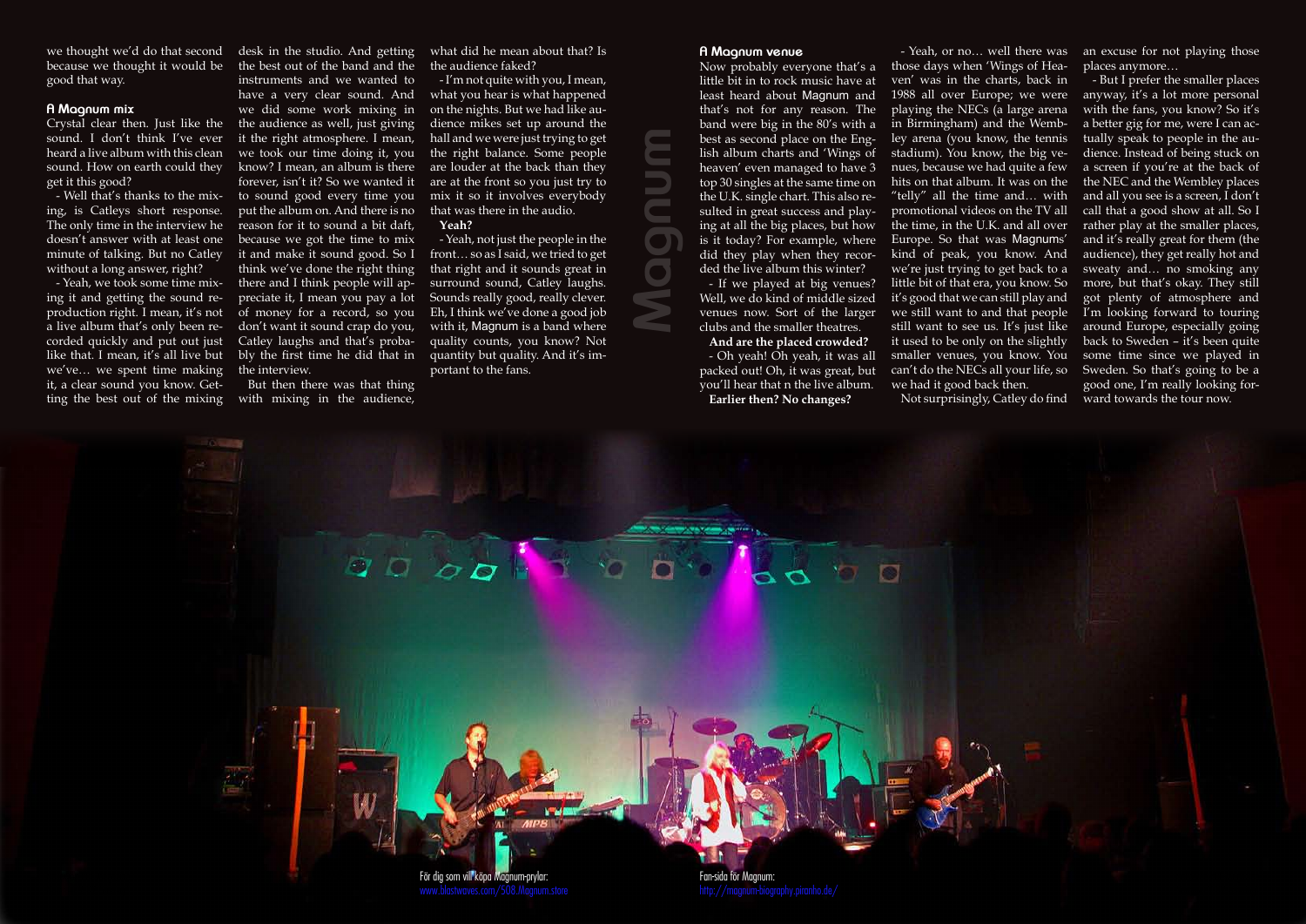we thought we'd do that second because we thought it would be good that way.

### A Magnum mix

Crystal clear then. Just like the sound. I don't think I've ever heard a live album with this clean sound. How on earth could they get it this good?

- Well that's thanks to the mixing, is Catleys short response. The only time in the interview he doesn't answer with at least one minute of talking. But no Catley without a long answer, right?

- Yeah, we took some time mixing it and getting the sound reproduction right. I mean, it's not a live album that's only been recorded quickly and put out just like that. I mean, it's all live but we've… we spent time making it, a clear sound you know. Getting the best out of the mixing desk in the studio. And getting the best out of the band and the instruments and we wanted to have a very clear sound. And we did some work mixing in the audience as well, just giving it the right atmosphere. I mean, we took our time doing it, you know? I mean, an album is there forever, isn't it? So we wanted it to sound good every time you put the album on. And there is no reason for it to sound a bit daft, because we got the time to mix it and make it sound good. So I think we've done the right thing there and I think people will appreciate it, I mean you pay a lot of money for a record, so you don't want it sound crap do you, Catley laughs and that's probably the first time he did that in the interview.

But then there was that thing with mixing in the audience, what did he mean about that? Is the audience faked?

- I'm not quite with you, I mean, what you hear is what happened on the nights. But we had like audience mikes set up around the hall and we were just trying to get the right balance. Some people are louder at the back than they are at the front so you just try to mix it so it involves everybody that was there in the audio.

**Yeah?**

- Yeah, not just the people in the front… so as I said, we tried to get that right and it sounds great in surround sound, Catley laughs. Eh, I think we've done a good job with it, Magnum is a band where quality counts, you know? Not quantity but quality. And it's important to the fans.

### A Magnum venue

Now probably everyone that's a little bit in to rock music have at least heard about Magnum and that's not for any reason. The band were big in the 80's with a best as second place on the English album charts and 'Wings of heaven' even managed to have 3 top 30 singles at the same time on the U.K. single chart. This also resulted in great success and playing at all the big places, but how is it today? For example, where did they play when they recorded the live album this winter?

- If we played at big venues? Well, we do kind of middle sized venues now. Sort of the larger clubs and the smaller theatres.

**And are the placed crowded?**

- Oh yeah! Oh yeah, it was all packed out! Oh, it was great, but you'll hear that n the live album.

**Earlier then? No changes?**

- Yeah, or no… well there was those days when 'Wings of Heaven' was in the charts, back in 1988 all over Europe; we were playing the NECs (a large arena in Birmingham) and the Wembley arena (you know, the tennis stadium). You know, the big venues, because we had quite a few hits on that album. It was on the "telly" all the time and… with promotional videos on the TV all the time, in the U.K. and all over Europe. So that was Magnums' kind of peak, you know. And we're just trying to get back to a little bit of that era, you know. So it's good that we can still play and we still want to and that people still want to see us. It's just like it used to be only on the slightly smaller venues, you know. You can't do the NECs all your life, so we had it good back then.

Not surprisingly, Catley do find an excuse for not playing those places anymore…

- But I prefer the smaller places anyway, it's a lot more personal with the fans, you know? So it's a better gig for me, were I can actually speak to people in the audience. Instead of being stuck on a screen if you're at the back of the NEC and the Wembley places and all you see is a screen, I don't call that a good show at all. So I rather play at the smaller places, and it's really great for them (the audience), they get really hot and sweaty and… no smoking any more, but that's okay. They still got plenty of atmosphere and I'm looking forward to touring around Europe, especially going back to Sweden – it's been quite some time since we played in Sweden. So that's going to be a good one, I'm really looking forward towards the tour now.

För dig som vill köpa Magnum-prylar:
www.blastwaves.com/508.Magnum.store

Fan-sida för Magnum:
http://magnum-biography.piranho.de/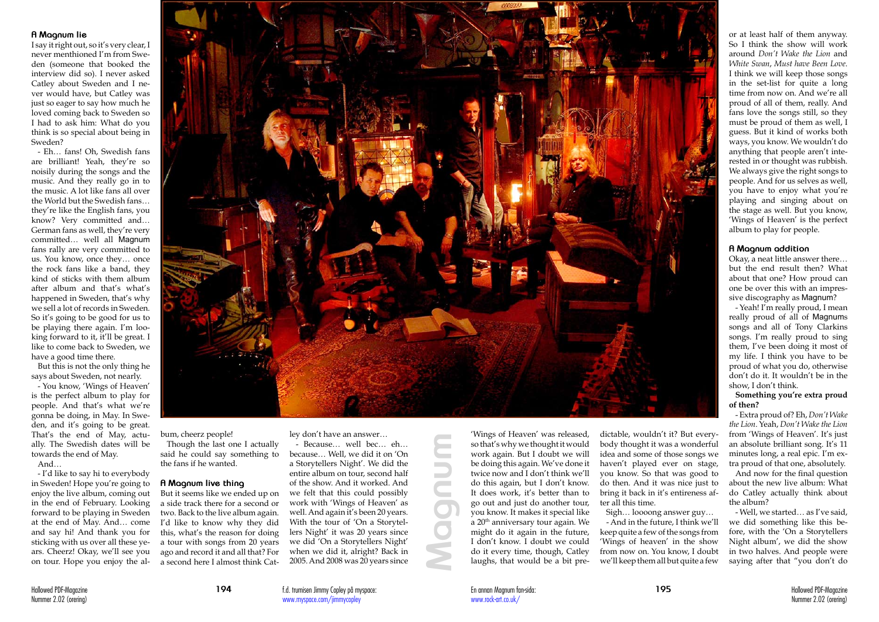### A Magnum lie

I say it right out, so it's very clear, I never menthioned I'm from Sweden (someone that booked the interview did so). I never asked Catley about Sweden and I never would have, but Catley was just so eager to say how much he loved coming back to Sweden so I had to ask him: What do you think is so special about being in Sweden?

- Eh… fans! Oh, Swedish fans are brilliant! Yeah, they're so noisily during the songs and the music. And they really go in to the music. A lot like fans all over the World but the Swedish fans… they're like the English fans, you know? Very committed and… German fans as well, they're very committed… well all Magnum fans rally are very committed to us. You know, once they… once the rock fans like a band, they kind of sticks with them album after album and that's what's happened in Sweden, that's why we sell a lot of records in Sweden. So it's going to be good for us to be playing there again. I'm looking forward to it, it'll be great. I like to come back to Sweden, we have a good time there.

But this is not the only thing he says about Sweden, not nearly.

- You know, 'Wings of Heaven' is the perfect album to play for people. And that's what we're gonna be doing, in May. In Sweden, and it's going to be great. That's the end of May, actually. The Swedish dates will be towards the end of May.

And…

- I'd like to say hi to everybody in Sweden! Hope you're going to enjoy the live album, coming out in the end of February. Looking forward to be playing in Sweden at the end of May. And… come and say hi! And thank you for sticking with us over all these years. Cheerz! Okay, we'll see you on tour. Hope you enjoy the album, cheerz people!

Though the last one I actually said he could say something to the fans if he wanted.

### A Magnum live thing

But it seems like we ended up on a side track there for a second or two. Back to the live album again. I'd like to know why they did this, what's the reason for doing a tour with songs from 20 years ago and record it and all that? For a second here I almost think Catley don't have an answer…

- Because… well bec… eh… because… Well, we did it on 'On a Storytellers Night'. We did the entire album on tour, second half of the show. And it worked. And we felt that this could possibly work with 'Wings of Heaven' as well. And again it's been 20 years. With the tour of 'On a Storytellers Night' it was 20 years since we did 'On a Storytellers Night' when we did it, alright? Back in 2005. And 2008 was 20 years since 'Wings of Heaven' was released, so that's why we thought it would work again. But I doubt we will be doing this again. We've done it twice now and I don't think we'll do this again, but I don't know. It does work, it's better than to go out and just do another tour, you know. It makes it special like a 20th anniversary tour again. We might do it again in the future, I don't know. I doubt we could do it every time, though, Catley laughs, that would be a bit predictable, wouldn't it? But everybody thought it was a wonderful idea and some of those songs we haven't played ever on stage, you know. So that was good to do then. And it was nice just to bring it back in it's entireness after all this time.

Sigh… loooong answer guy…

- And in the future, I think we'll keep quite a few of the songs from 'Wings of heaven' in the show from now on. You know, I doubt we'll keep them all but quite a few or at least half of them anyway. So I think the show will work around *Don't Wake the Lion* and *White Swan*, *Must have Been Love*. I think we will keep those songs in the set-list for quite a long time from now on. And we're all proud of all of them, really. And fans love the songs still, so they must be proud of them as well, I guess. But it kind of works both ways, you know. We wouldn't do anything that people aren't interested in or thought was rubbish. We always give the right songs to people. And for us selves as well, you have to enjoy what you're playing and singing about on the stage as well. But you know, 'Wings of Heaven' is the perfect album to play for people.

### A Magnum addition

Okay, a neat little answer there… but the end result then? What about that one? How proud can one be over this with an impressive discography as Magnum?

- Yeah! I'm really proud, I mean really proud of all of Magnums songs and all of Tony Clarkins songs. I'm really proud to sing them, I've been doing it most of my life. I think you have to be proud of what you do, otherwise don't do it. It wouldn't be in the show, I don't think.

**Something you're extra proud of then?**

- Extra proud of? Eh, *Don't Wake the Lion*. Yeah, *Don't Wake the Lion* from 'Wings of Heaven'. It's just an absolute brilliant song. It's 11 minutes long, a real epic. I'm extra proud of that one, absolutely.

And now for the final question about the new live album: What do Catley actually think about the album?

- Well, we started… as I've said, we did something like this before, with the 'On a Storytellers Night album', we did the show in two halves. And people were saying after that "you don't do

f.d. trumisen Jimmy Copley på myspace: www.myspace.com/jimmycopley

En annan Magnum fan-sida: www.rock-art.co.uk/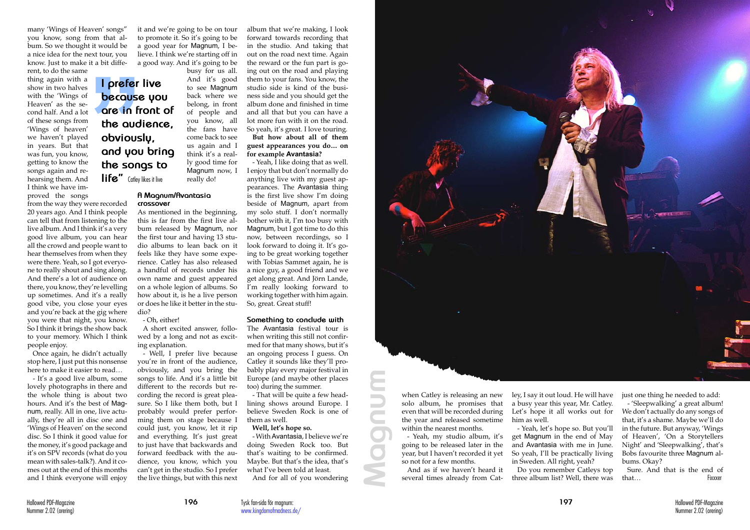many 'Wings of Heaven' songs" you know, song from that album. So we thought it would be a nice idea for the next tour, you know. Just to make it a bit different, to do the same thing again with a show in two halves with the 'Wings of Heaven' as the second half. And a lot of these songs from 'Wings of heaven' we haven't played in years. But that was fun, you know, getting to know the songs again and rehearsing them. And I think we have improved the songs from the way they were recorded 20 years ago. And I think people can tell that from listening to the live album. And I think it's a very good live album, you can hear all the crowd and people want to hear themselves from when they were there. Yeah, so I got everyone to really shout and sing along. And there's a lot of audience on there, you know, they're levelling up sometimes. And it's a really good vibe, you close your eyes and you're back at the gig where you were that night, you know. So I think it brings the show back to your memory. Which I think people enjoy.

Once again, he didn't actually stop here, I just put this nonsense here to make it easier to read…

- It's a good live album, some lovely photographs in there and the whole thing is about two hours. And it's the best of Magnum, really. All in one, live actually, they're all in disc one and 'Wings of Heaven' on the second disc. So I think it good value for the money, it's good package and it's on SPV records (what do you mean with sales-talk?). And it comes out at the end of this months and I think everyone will enjoy it and we're going to be on tour to promote it. So it's going to be a good year for Magnum, I believe. I think we're starting off in a good way. And it's going to be busy for us all. And it's good to see Magnum back where we belong, in front of people and you know, all the fans have come back to see us again and I think it's a really good time for Magnum now, I really do!

> **"I prefer live because you are in front of the audience, obviously, and you bring the songs to life"** Catley likes it live

### A Magnum/Avantasia crossover

As mentioned in the beginning, this is far from the first live album released by Magnum, nor the first tour and having 13 studio albums to lean back on it feels like they have some experience. Catley has also released a handful of records under his own name and guest appeared on a whole legion of albums. So how about it, is he a live person or does he like it better in the studio?

- Oh, either!

A short excited answer, followed by a long and not as exciting explanation.

- Well, I prefer live because you're in front of the audience, obviously, and you bring the songs to life. And it's a little bit different to the records but recording the record is great pleasure. So I like them both, but I probably would prefer performing them on stage because I could just, you know, let it rip and everything. It's just great to just have that backwards and forward feedback with the audience, you know, which you can't get in the studio. So I prefer the live things, but with this next album that we're making, I look forward towards recording that in the studio. And taking that out on the road next time. Again the reward or the fun part is going out on the road and playing them to your fans. You know, the studio side is kind of the business side and you should get the album done and finished in time and all that but you can have a lot more fun with it on the road. So yeah, it's great. I love touring.

**But how about all of them guest appearances you do… on for example Avantasia?**

- Yeah, I like doing that as well. I enjoy that but don't normally do anything live with my guest appearances. The Avantasia thing is the first live show I'm doing beside of Magnum, apart from my solo stuff. I don't normally bother with it, I'm too busy with Magnum, but I got time to do this now, between recordings, so I look forward to doing it. It's going to be great working together with Tobias Sammet again, he is a nice guy, a good friend and we get along great. And Jörn Lande, I'm really looking forward to working together with him again. So, great. Great stuff!

### Something to conclude with

The Avantasia festival tour is when writing this still not confirmed for that many shows, but it's an ongoing process I guess. On Catley it sounds like they'll probably play every major festival in Europe (and maybe other places too) during the summer.

- That will be quite a few headlining shows around Europe. I believe Sweden Rock is one of them as well.

**Well, let's hope so.**

- With Avantasia, I believe we're doing Sweden Rock too. But that's waiting to be confirmed. Maybe. But that's the idea, that's what I've been told at least.

And for all of you wondering when Catley is releasing an new solo album, he promises that even that will be recorded during the year and released sometime within the nearest months.

- Yeah, my studio album, it's going to be released later in the year, but I haven't recorded it yet so not for a few months.

And as if we haven't heard it several times already from Catley, I say it out loud. He will have a busy year this year, Mr. Catley. Let's hope it all works out for him as well.

- Yeah, let's hope so. But you'll get Magnum in the end of May and Avantasia with me in June. So yeah, I'll be practically living in Sweden. All right, yeah?

Do you remember Catleys top three album list? Well, there was just one thing he needed to add:

- 'Sleepwalking' a great album! We don't actually do any songs of that, it's a shame. Maybe we'll do in the future. But anyway, 'Wings of Heaven', 'On a Storytellers Night' and 'Sleepwalking', that's Bobs favourite three Magnum albums. Okay?

Sure. And that is the end of that… Fixxxer

Tysk fan-sida för magnum: www.kingdomofmadness.de/